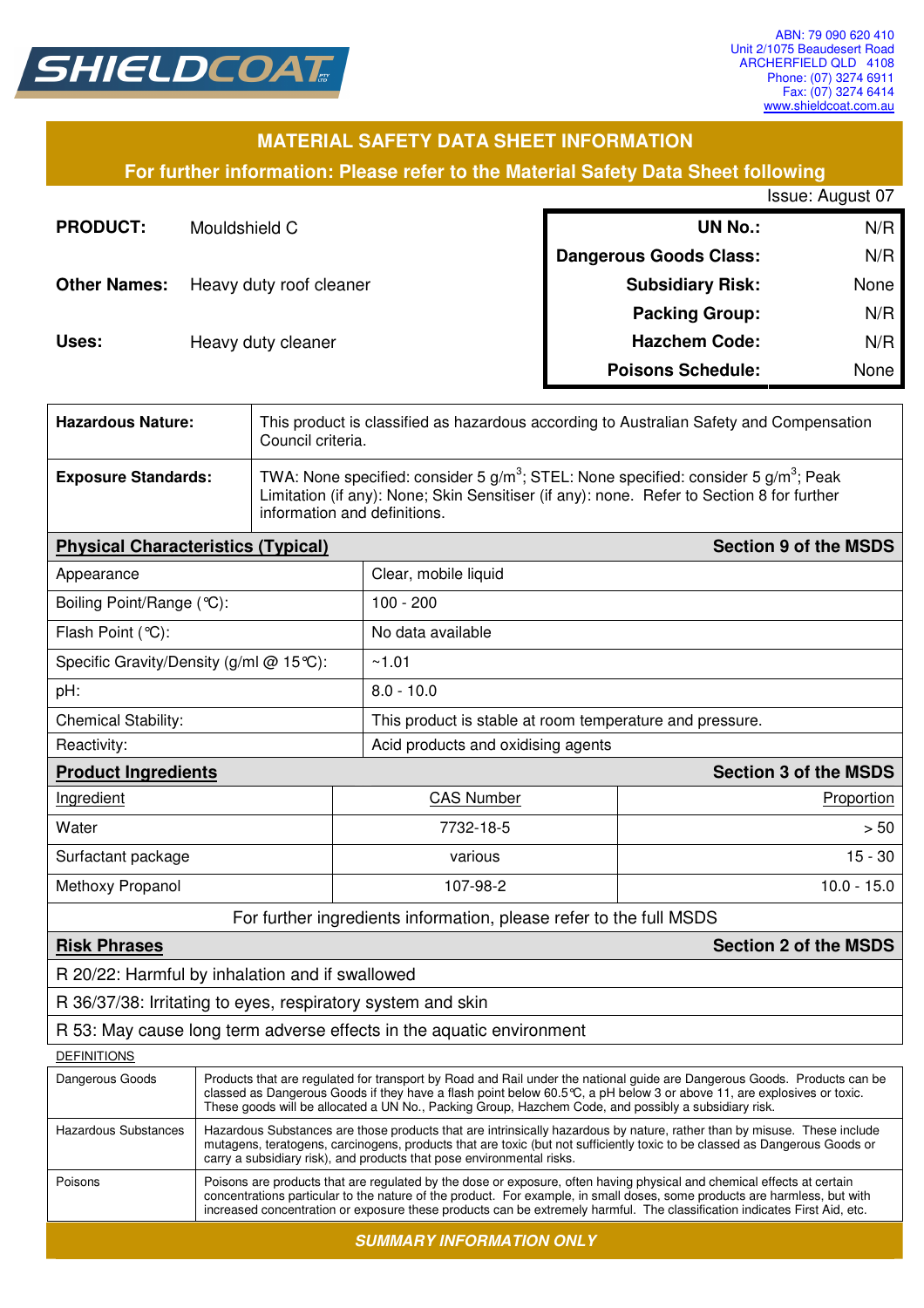SHIELDCOAT

ABN: 79 090 620 410
Unit 2/1075 Beaudesert Road
ARCHERFIELD QLD 4108
Phone: (07) 3274 6911
Fax: (07) 3274 6414
www.shieldcoat.com.au

## MATERIAL SAFETY DATA SHEET INFORMATION

**For further information: Please refer to the Material Safety Data Sheet following**

Issue: August 07

**PRODUCT:** Mouldshield C

**Other Names:** Heavy duty roof cleaner

**Uses:** Heavy duty cleaner

| | |
|---|---|
| **UN No.:** | N/R |
| **Dangerous Goods Class:** | N/R |
| **Subsidiary Risk:** | None |
| **Packing Group:** | N/R |
| **Hazchem Code:** | N/R |
| **Poisons Schedule:** | None |

| | |
|---|---|
| **Hazardous Nature:** | This product is classified as hazardous according to Australian Safety and Compensation Council criteria. |
| **Exposure Standards:** | TWA: None specified: consider 5 g/m$^3$; STEL: None specified: consider 5 g/m$^3$; Peak Limitation (if any): None; Skin Sensitiser (if any): none. Refer to Section 8 for further information and definitions. |

| **Physical Characteristics (Typical)** | **Section 9 of the MSDS** |
|---|---|
| Appearance | Clear, mobile liquid |
| Boiling Point/Range (℃): | 100 - 200 |
| Flash Point (℃): | No data available |
| Specific Gravity/Density (g/ml @ 15℃): | ~1.01 |
| pH: | 8.0 - 10.0 |
| Chemical Stability: | This product is stable at room temperature and pressure. |
| Reactivity: | Acid products and oxidising agents |

**Product Ingredients** — **Section 3 of the MSDS**

| Ingredient | CAS Number | Proportion |
|---|---|---|
| Water | 7732-18-5 | > 50 |
| Surfactant package | various | 15 - 30 |
| Methoxy Propanol | 107-98-2 | 10.0 - 15.0 |

For further ingredients information, please refer to the full MSDS

**Risk Phrases** — **Section 2 of the MSDS**

R 20/22: Harmful by inhalation and if swallowed

R 36/37/38: Irritating to eyes, respiratory system and skin

R 53: May cause long term adverse effects in the aquatic environment

DEFINITIONS

| | |
|---|---|
| Dangerous Goods | Products that are regulated for transport by Road and Rail under the national guide are Dangerous Goods. Products can be classed as Dangerous Goods if they have a flash point below 60.5℃, a pH below 3 or above 11, are explosives or toxic. These goods will be allocated a UN No., Packing Group, Hazchem Code, and possibly a subsidiary risk. |
| Hazardous Substances | Hazardous Substances are those products that are intrinsically hazardous by nature, rather than by misuse. These include mutagens, teratogens, carcinogens, products that are toxic (but not sufficiently toxic to be classed as Dangerous Goods or carry a subsidiary risk), and products that pose environmental risks. |
| Poisons | Poisons are products that are regulated by the dose or exposure, often having physical and chemical effects at certain concentrations particular to the nature of the product. For example, in small doses, some products are harmless, but with increased concentration or exposure these products can be extremely harmful. The classification indicates First Aid, etc. |

***SUMMARY INFORMATION ONLY***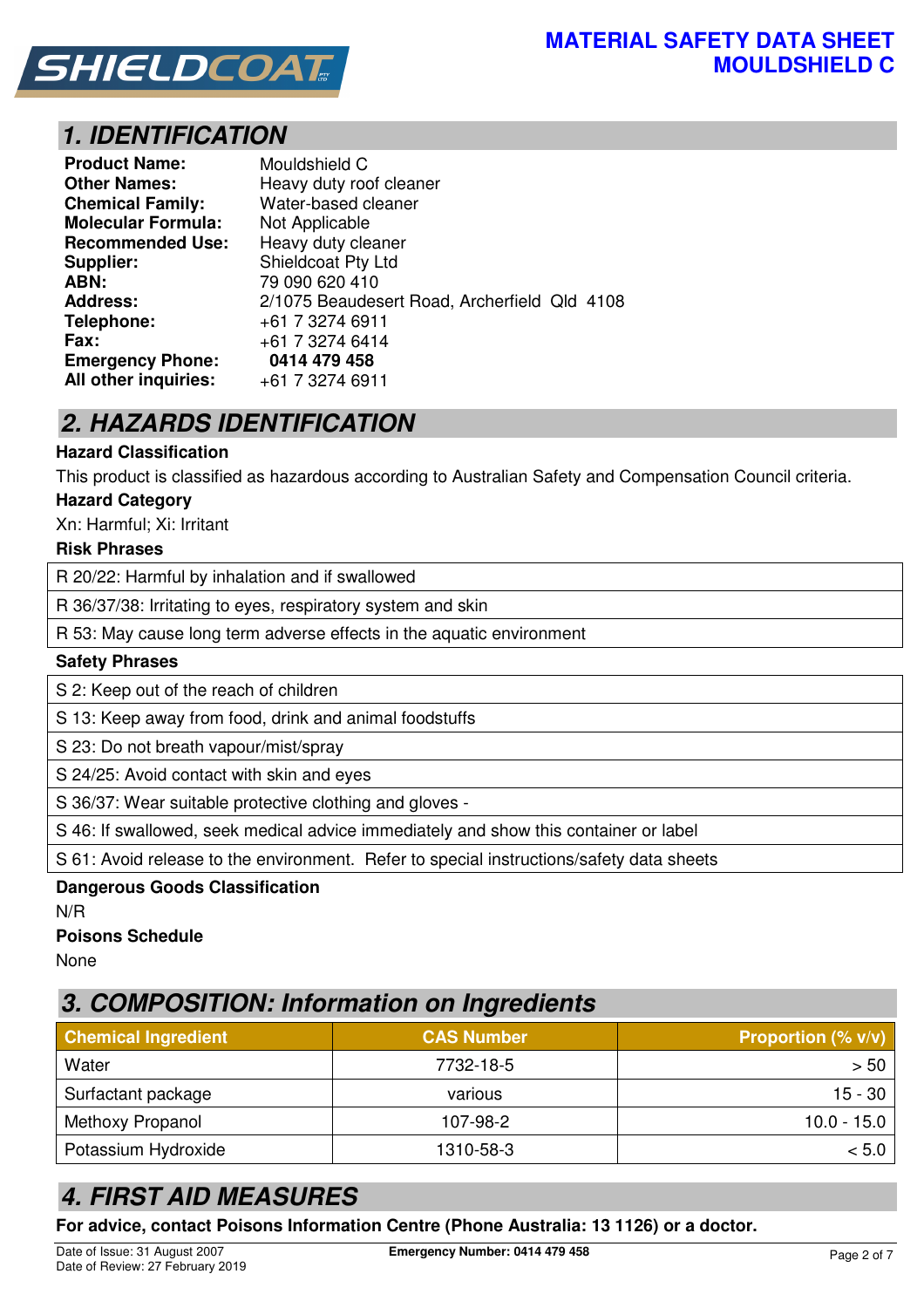# MATERIAL SAFETY DATA SHEET
# MOULDSHIELD C

## 1. IDENTIFICATION

| | |
|---|---|
| **Product Name:** | Mouldshield C |
| **Other Names:** | Heavy duty roof cleaner |
| **Chemical Family:** | Water-based cleaner |
| **Molecular Formula:** | Not Applicable |
| **Recommended Use:** | Heavy duty cleaner |
| **Supplier:** | Shieldcoat Pty Ltd |
| **ABN:** | 79 090 620 410 |
| **Address:** | 2/1075 Beaudesert Road, Archerfield Qld 4108 |
| **Telephone:** | +61 7 3274 6911 |
| **Fax:** | +61 7 3274 6414 |
| **Emergency Phone:** | **0414 479 458** |
| **All other inquiries:** | +61 7 3274 6911 |

## 2. HAZARDS IDENTIFICATION

**Hazard Classification**

This product is classified as hazardous according to Australian Safety and Compensation Council criteria.

**Hazard Category**

Xn: Harmful; Xi: Irritant

**Risk Phrases**

| |
|---|
| R 20/22: Harmful by inhalation and if swallowed |
| R 36/37/38: Irritating to eyes, respiratory system and skin |
| R 53: May cause long term adverse effects in the aquatic environment |

**Safety Phrases**

| |
|---|
| S 2: Keep out of the reach of children |
| S 13: Keep away from food, drink and animal foodstuffs |
| S 23: Do not breath vapour/mist/spray |
| S 24/25: Avoid contact with skin and eyes |
| S 36/37: Wear suitable protective clothing and gloves - |
| S 46: If swallowed, seek medical advice immediately and show this container or label |
| S 61: Avoid release to the environment. Refer to special instructions/safety data sheets |

**Dangerous Goods Classification**

N/R

**Poisons Schedule**

None

## 3. COMPOSITION: Information on Ingredients

| Chemical Ingredient | CAS Number | Proportion (% v/v) |
|---|---|---|
| Water | 7732-18-5 | > 50 |
| Surfactant package | various | 15 - 30 |
| Methoxy Propanol | 107-98-2 | 10.0 - 15.0 |
| Potassium Hydroxide | 1310-58-3 | < 5.0 |

## 4. FIRST AID MEASURES

**For advice, contact Poisons Information Centre (Phone Australia: 13 1126) or a doctor.**

Date of Issue: 31 August 2007
Date of Review: 27 February 2019

**Emergency Number: 0414 479 458**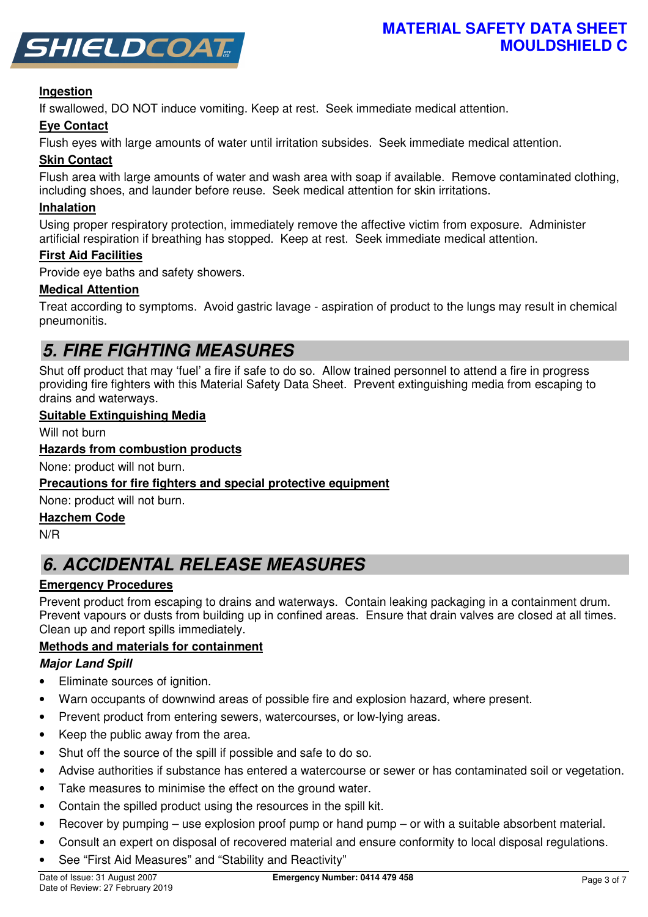#### Ingestion

If swallowed, DO NOT induce vomiting. Keep at rest. Seek immediate medical attention.

#### Eye Contact

Flush eyes with large amounts of water until irritation subsides. Seek immediate medical attention.

#### Skin Contact

Flush area with large amounts of water and wash area with soap if available. Remove contaminated clothing, including shoes, and launder before reuse. Seek medical attention for skin irritations.

#### Inhalation

Using proper respiratory protection, immediately remove the affective victim from exposure. Administer artificial respiration if breathing has stopped. Keep at rest. Seek immediate medical attention.

#### First Aid Facilities

Provide eye baths and safety showers.

#### Medical Attention

Treat according to symptoms. Avoid gastric lavage - aspiration of product to the lungs may result in chemical pneumonitis.

## 5. FIRE FIGHTING MEASURES

Shut off product that may 'fuel' a fire if safe to do so. Allow trained personnel to attend a fire in progress providing fire fighters with this Material Safety Data Sheet. Prevent extinguishing media from escaping to drains and waterways.

#### Suitable Extinguishing Media

Will not burn

#### Hazards from combustion products

None: product will not burn.

#### Precautions for fire fighters and special protective equipment

None: product will not burn.

#### Hazchem Code

N/R

## 6. ACCIDENTAL RELEASE MEASURES

#### Emergency Procedures

Prevent product from escaping to drains and waterways. Contain leaking packaging in a containment drum. Prevent vapours or dusts from building up in confined areas. Ensure that drain valves are closed at all times. Clean up and report spills immediately.

#### Methods and materials for containment

***Major Land Spill***

- Eliminate sources of ignition.
- Warn occupants of downwind areas of possible fire and explosion hazard, where present.
- Prevent product from entering sewers, watercourses, or low-lying areas.
- Keep the public away from the area.
- Shut off the source of the spill if possible and safe to do so.
- Advise authorities if substance has entered a watercourse or sewer or has contaminated soil or vegetation.
- Take measures to minimise the effect on the ground water.
- Contain the spilled product using the resources in the spill kit.
- Recover by pumping – use explosion proof pump or hand pump – or with a suitable absorbent material.
- Consult an expert on disposal of recovered material and ensure conformity to local disposal regulations.
- See "First Aid Measures" and "Stability and Reactivity"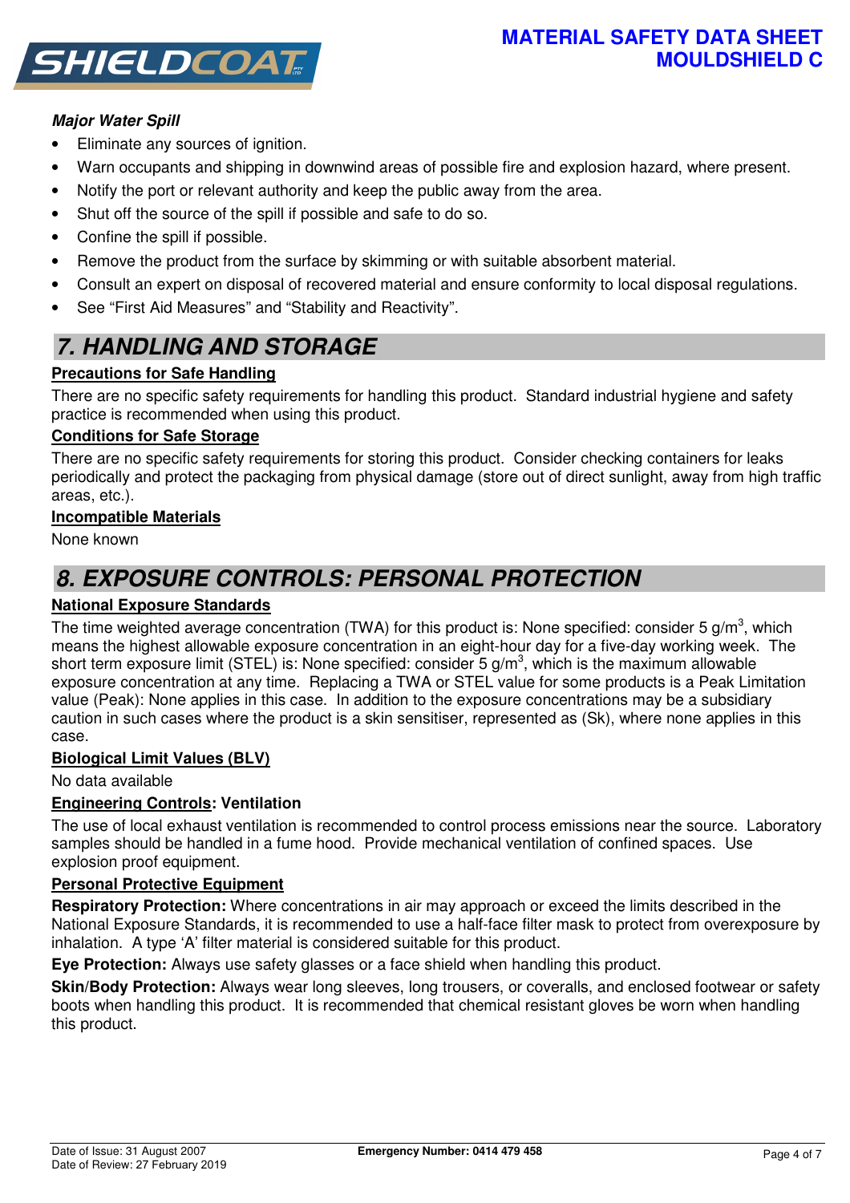***Major Water Spill***

- Eliminate any sources of ignition.
- Warn occupants and shipping in downwind areas of possible fire and explosion hazard, where present.
- Notify the port or relevant authority and keep the public away from the area.
- Shut off the source of the spill if possible and safe to do so.
- Confine the spill if possible.
- Remove the product from the surface by skimming or with suitable absorbent material.
- Consult an expert on disposal of recovered material and ensure conformity to local disposal regulations.
- See "First Aid Measures" and "Stability and Reactivity".

## 7. HANDLING AND STORAGE

**Precautions for Safe Handling**

There are no specific safety requirements for handling this product. Standard industrial hygiene and safety practice is recommended when using this product.

**Conditions for Safe Storage**

There are no specific safety requirements for storing this product. Consider checking containers for leaks periodically and protect the packaging from physical damage (store out of direct sunlight, away from high traffic areas, etc.).

**Incompatible Materials**

None known

## 8. EXPOSURE CONTROLS: PERSONAL PROTECTION

**National Exposure Standards**

The time weighted average concentration (TWA) for this product is: None specified: consider 5 $g/m^3$, which means the highest allowable exposure concentration in an eight-hour day for a five-day working week. The short term exposure limit (STEL) is: None specified: consider 5 $g/m^3$, which is the maximum allowable exposure concentration at any time. Replacing a TWA or STEL value for some products is a Peak Limitation value (Peak): None applies in this case. In addition to the exposure concentrations may be a subsidiary caution in such cases where the product is a skin sensitiser, represented as (Sk), where none applies in this case.

**Biological Limit Values (BLV)**

No data available

**Engineering Controls: Ventilation**

The use of local exhaust ventilation is recommended to control process emissions near the source. Laboratory samples should be handled in a fume hood. Provide mechanical ventilation of confined spaces. Use explosion proof equipment.

**Personal Protective Equipment**

**Respiratory Protection:** Where concentrations in air may approach or exceed the limits described in the National Exposure Standards, it is recommended to use a half-face filter mask to protect from overexposure by inhalation. A type 'A' filter material is considered suitable for this product.

**Eye Protection:** Always use safety glasses or a face shield when handling this product.

**Skin/Body Protection:** Always wear long sleeves, long trousers, or coveralls, and enclosed footwear or safety boots when handling this product. It is recommended that chemical resistant gloves be worn when handling this product.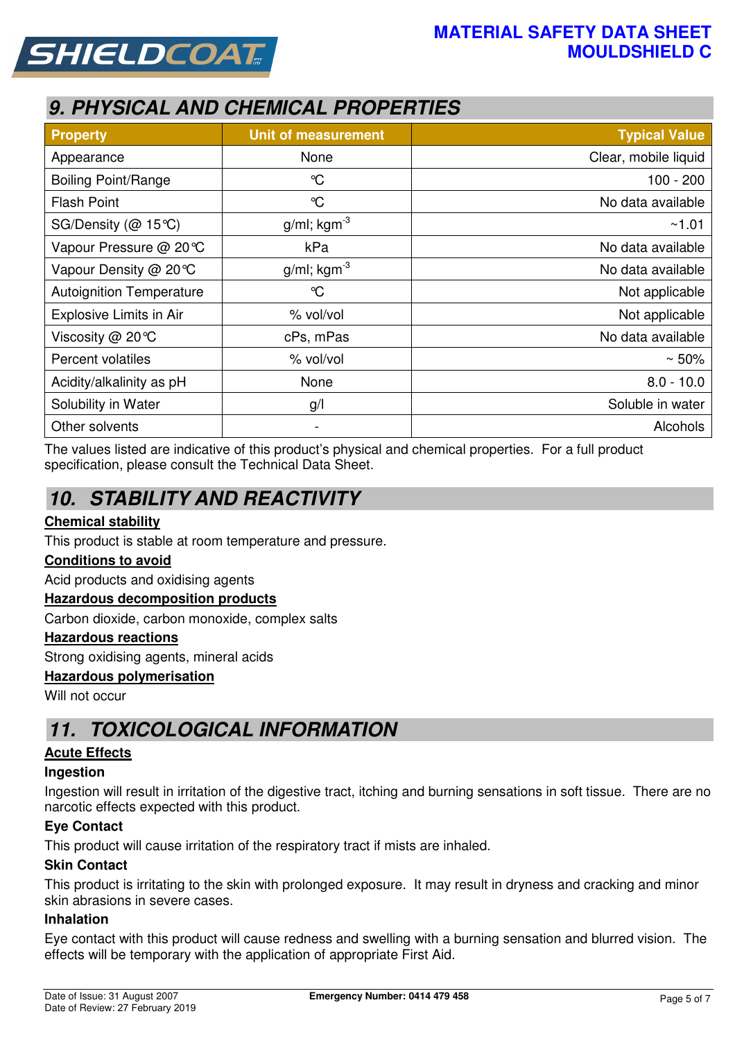## 9. PHYSICAL AND CHEMICAL PROPERTIES

| Property | Unit of measurement | Typical Value |
|---|---|---|
| Appearance | None | Clear, mobile liquid |
| Boiling Point/Range | °C | 100 - 200 |
| Flash Point | °C | No data available |
| SG/Density (@ 15°C) | g/ml; $kgm^{-3}$ | ~1.01 |
| Vapour Pressure @ 20°C | kPa | No data available |
| Vapour Density @ 20°C | g/ml; $kgm^{-3}$ | No data available |
| Autoignition Temperature | °C | Not applicable |
| Explosive Limits in Air | % vol/vol | Not applicable |
| Viscosity @ 20°C | cPs, mPas | No data available |
| Percent volatiles | % vol/vol | ~ 50% |
| Acidity/alkalinity as pH | None | 8.0 - 10.0 |
| Solubility in Water | g/l | Soluble in water |
| Other solvents | - | Alcohols |

The values listed are indicative of this product's physical and chemical properties. For a full product specification, please consult the Technical Data Sheet.

## 10. STABILITY AND REACTIVITY

**Chemical stability**

This product is stable at room temperature and pressure.

**Conditions to avoid**

Acid products and oxidising agents

**Hazardous decomposition products**

Carbon dioxide, carbon monoxide, complex salts

**Hazardous reactions**

Strong oxidising agents, mineral acids

**Hazardous polymerisation**

Will not occur

## 11. TOXICOLOGICAL INFORMATION

**Acute Effects**

**Ingestion**

Ingestion will result in irritation of the digestive tract, itching and burning sensations in soft tissue. There are no narcotic effects expected with this product.

**Eye Contact**

This product will cause irritation of the respiratory tract if mists are inhaled.

**Skin Contact**

This product is irritating to the skin with prolonged exposure. It may result in dryness and cracking and minor skin abrasions in severe cases.

**Inhalation**

Eye contact with this product will cause redness and swelling with a burning sensation and blurred vision. The effects will be temporary with the application of appropriate First Aid.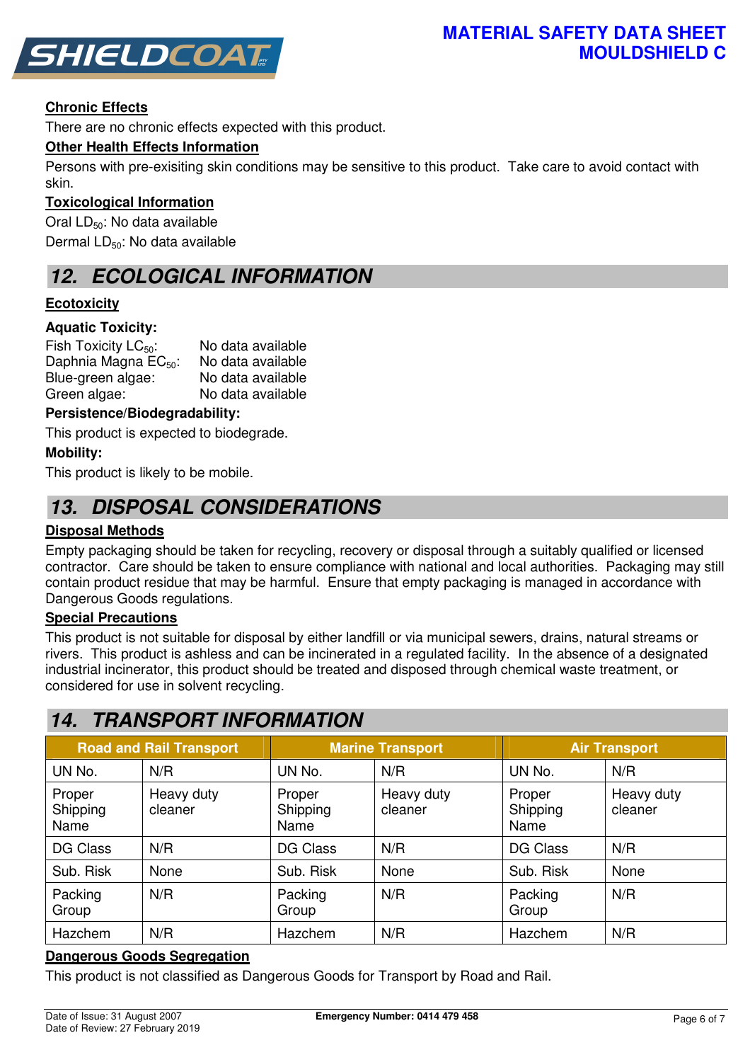#### Chronic Effects

There are no chronic effects expected with this product.

#### Other Health Effects Information

Persons with pre-exisiting skin conditions may be sensitive to this product. Take care to avoid contact with skin.

#### Toxicological Information

Oral $LD_{50}$: No data available

Dermal $LD_{50}$: No data available

## 12. ECOLOGICAL INFORMATION

#### Ecotoxicity

**Aquatic Toxicity:**

Fish Toxicity $LC_{50}$: No data available
Daphnia Magna $EC_{50}$: No data available
Blue-green algae: No data available
Green algae: No data available

**Persistence/Biodegradability:**

This product is expected to biodegrade.

**Mobility:**

This product is likely to be mobile.

## 13. DISPOSAL CONSIDERATIONS

#### Disposal Methods

Empty packaging should be taken for recycling, recovery or disposal through a suitably qualified or licensed contractor. Care should be taken to ensure compliance with national and local authorities. Packaging may still contain product residue that may be harmful. Ensure that empty packaging is managed in accordance with Dangerous Goods regulations.

#### Special Precautions

This product is not suitable for disposal by either landfill or via municipal sewers, drains, natural streams or rivers. This product is ashless and can be incinerated in a regulated facility. In the absence of a designated industrial incinerator, this product should be treated and disposed through chemical waste treatment, or considered for use in solvent recycling.

## 14. TRANSPORT INFORMATION

| Road and Rail Transport | | Marine Transport | | Air Transport | |
|---|---|---|---|---|---|
| UN No. | N/R | UN No. | N/R | UN No. | N/R |
| Proper Shipping Name | Heavy duty cleaner | Proper Shipping Name | Heavy duty cleaner | Proper Shipping Name | Heavy duty cleaner |
| DG Class | N/R | DG Class | N/R | DG Class | N/R |
| Sub. Risk | None | Sub. Risk | None | Sub. Risk | None |
| Packing Group | N/R | Packing Group | N/R | Packing Group | N/R |
| Hazchem | N/R | Hazchem | N/R | Hazchem | N/R |

#### Dangerous Goods Segregation

This product is not classified as Dangerous Goods for Transport by Road and Rail.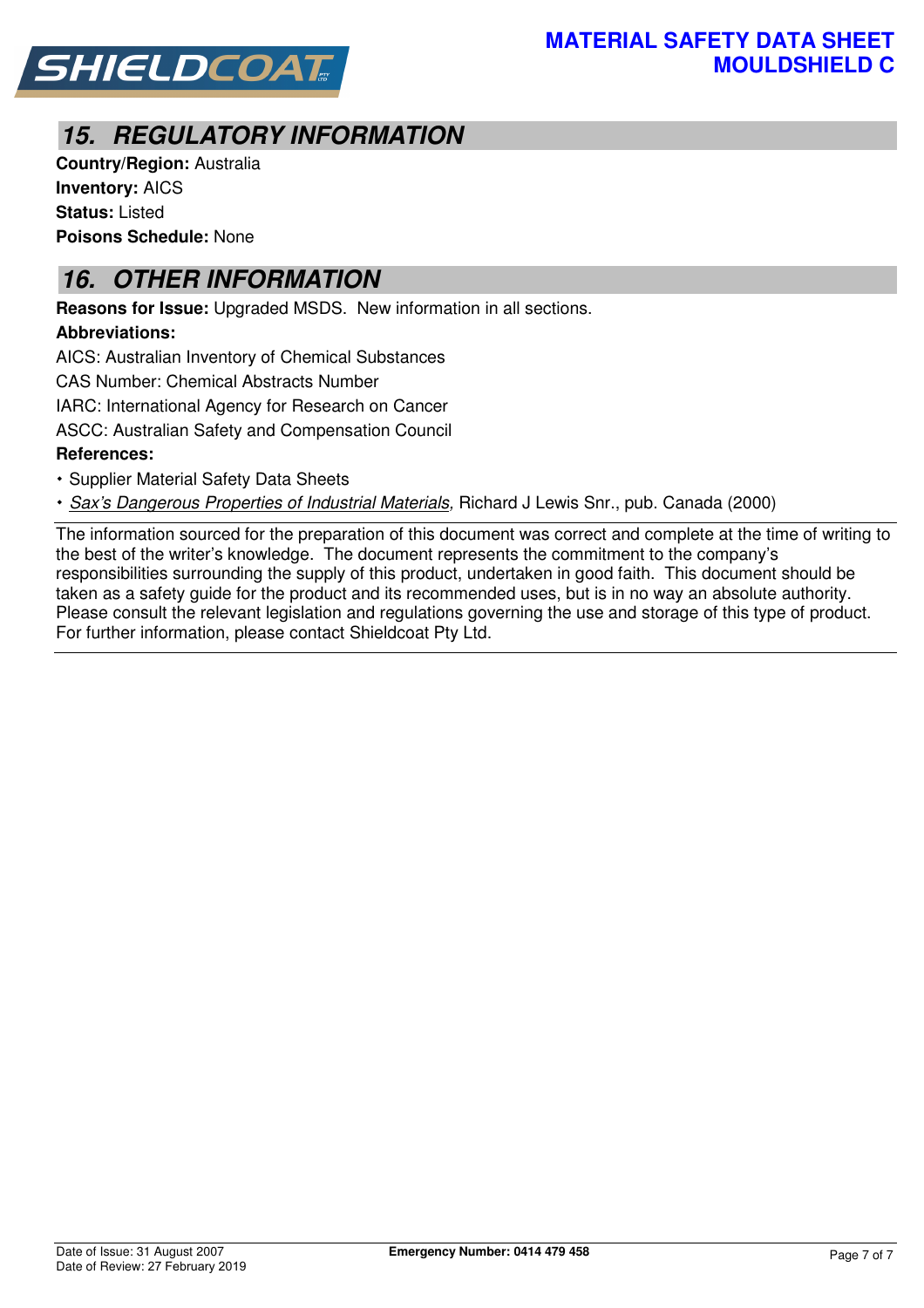## 15. REGULATORY INFORMATION

**Country/Region:** Australia
**Inventory:** AICS
**Status:** Listed
**Poisons Schedule:** None

## 16. OTHER INFORMATION

**Reasons for Issue:** Upgraded MSDS. New information in all sections.

**Abbreviations:**

AICS: Australian Inventory of Chemical Substances
CAS Number: Chemical Abstracts Number
IARC: International Agency for Research on Cancer
ASCC: Australian Safety and Compensation Council

**References:**

- Supplier Material Safety Data Sheets
- *Sax's Dangerous Properties of Industrial Materials*, Richard J Lewis Snr., pub. Canada (2000)

The information sourced for the preparation of this document was correct and complete at the time of writing to the best of the writer's knowledge. The document represents the commitment to the company's responsibilities surrounding the supply of this product, undertaken in good faith. This document should be taken as a safety guide for the product and its recommended uses, but is in no way an absolute authority. Please consult the relevant legislation and regulations governing the use and storage of this type of product. For further information, please contact Shieldcoat Pty Ltd.